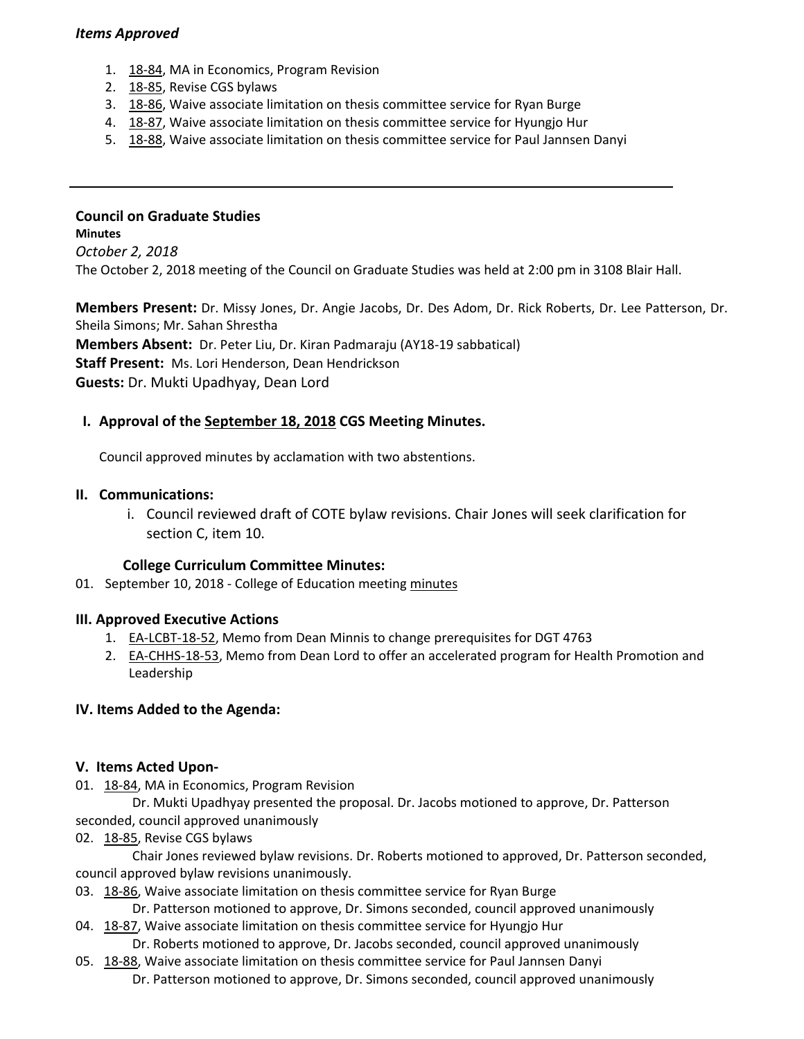***Items Approved***

1. 18-84, MA in Economics, Program Revision
2. 18-85, Revise CGS bylaws
3. 18-86, Waive associate limitation on thesis committee service for Ryan Burge
4. 18-87, Waive associate limitation on thesis committee service for Hyungjo Hur
5. 18-88, Waive associate limitation on thesis committee service for Paul Jannsen Danyi

---

## Council on Graduate Studies

**Minutes**

*October 2, 2018*

The October 2, 2018 meeting of the Council on Graduate Studies was held at 2:00 pm in 3108 Blair Hall.

**Members Present:** Dr. Missy Jones, Dr. Angie Jacobs, Dr. Des Adom, Dr. Rick Roberts, Dr. Lee Patterson, Dr. Sheila Simons; Mr. Sahan Shrestha

**Members Absent:** Dr. Peter Liu, Dr. Kiran Padmaraju (AY18-19 sabbatical)

**Staff Present:** Ms. Lori Henderson, Dean Hendrickson

**Guests:** Dr. Mukti Upadhyay, Dean Lord

### I. Approval of the September 18, 2018 CGS Meeting Minutes.

Council approved minutes by acclamation with two abstentions.

### II. Communications:

i. Council reviewed draft of COTE bylaw revisions. Chair Jones will seek clarification for section C, item 10.

**College Curriculum Committee Minutes:**

01. September 10, 2018 - College of Education meeting minutes

### III. Approved Executive Actions

1. EA-LCBT-18-52, Memo from Dean Minnis to change prerequisites for DGT 4763
2. EA-CHHS-18-53, Memo from Dean Lord to offer an accelerated program for Health Promotion and Leadership

### IV. Items Added to the Agenda:

### V. Items Acted Upon-

01. 18-84, MA in Economics, Program Revision

    Dr. Mukti Upadhyay presented the proposal. Dr. Jacobs motioned to approve, Dr. Patterson seconded, council approved unanimously

02. 18-85, Revise CGS bylaws

    Chair Jones reviewed bylaw revisions. Dr. Roberts motioned to approved, Dr. Patterson seconded, council approved bylaw revisions unanimously.

03. 18-86, Waive associate limitation on thesis committee service for Ryan Burge

    Dr. Patterson motioned to approve, Dr. Simons seconded, council approved unanimously

04. 18-87, Waive associate limitation on thesis committee service for Hyungjo Hur

    Dr. Roberts motioned to approve, Dr. Jacobs seconded, council approved unanimously

05. 18-88, Waive associate limitation on thesis committee service for Paul Jannsen Danyi

    Dr. Patterson motioned to approve, Dr. Simons seconded, council approved unanimously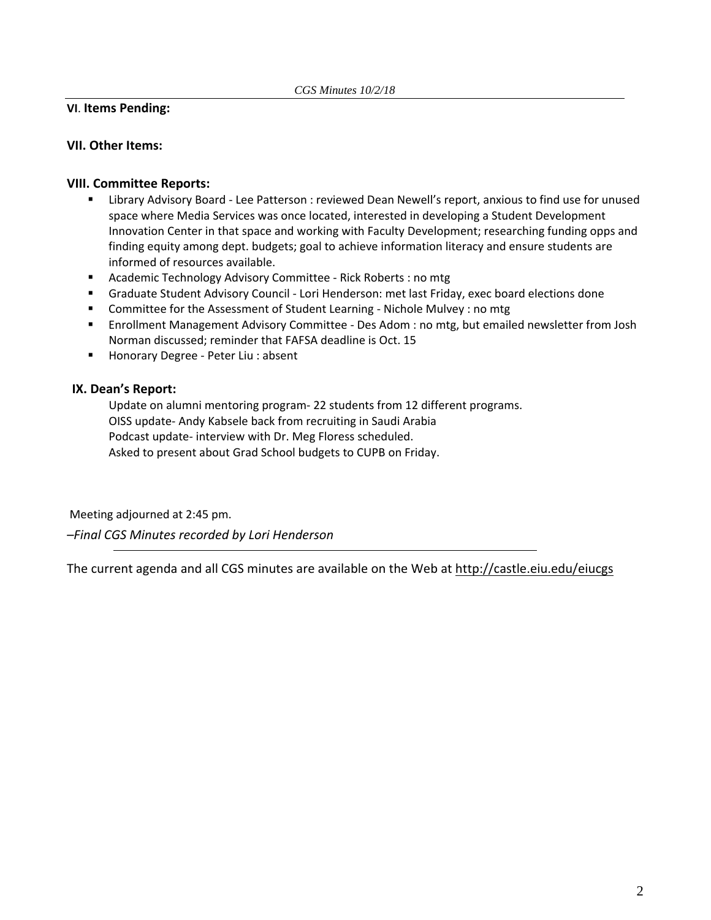**VI. Items Pending:**

**VII. Other Items:**

**VIII. Committee Reports:**

- Library Advisory Board - Lee Patterson : reviewed Dean Newell's report, anxious to find use for unused space where Media Services was once located, interested in developing a Student Development Innovation Center in that space and working with Faculty Development; researching funding opps and finding equity among dept. budgets; goal to achieve information literacy and ensure students are informed of resources available.
- Academic Technology Advisory Committee - Rick Roberts : no mtg
- Graduate Student Advisory Council - Lori Henderson: met last Friday, exec board elections done
- Committee for the Assessment of Student Learning - Nichole Mulvey : no mtg
- Enrollment Management Advisory Committee - Des Adom : no mtg, but emailed newsletter from Josh Norman discussed; reminder that FAFSA deadline is Oct. 15
- Honorary Degree - Peter Liu : absent

**IX. Dean's Report:**

Update on alumni mentoring program- 22 students from 12 different programs.
OISS update- Andy Kabsele back from recruiting in Saudi Arabia
Podcast update- interview with Dr. Meg Floress scheduled.
Asked to present about Grad School budgets to CUPB on Friday.

Meeting adjourned at 2:45 pm.

*–Final CGS Minutes recorded by Lori Henderson*

---

The current agenda and all CGS minutes are available on the Web at http://castle.eiu.edu/eiucgs